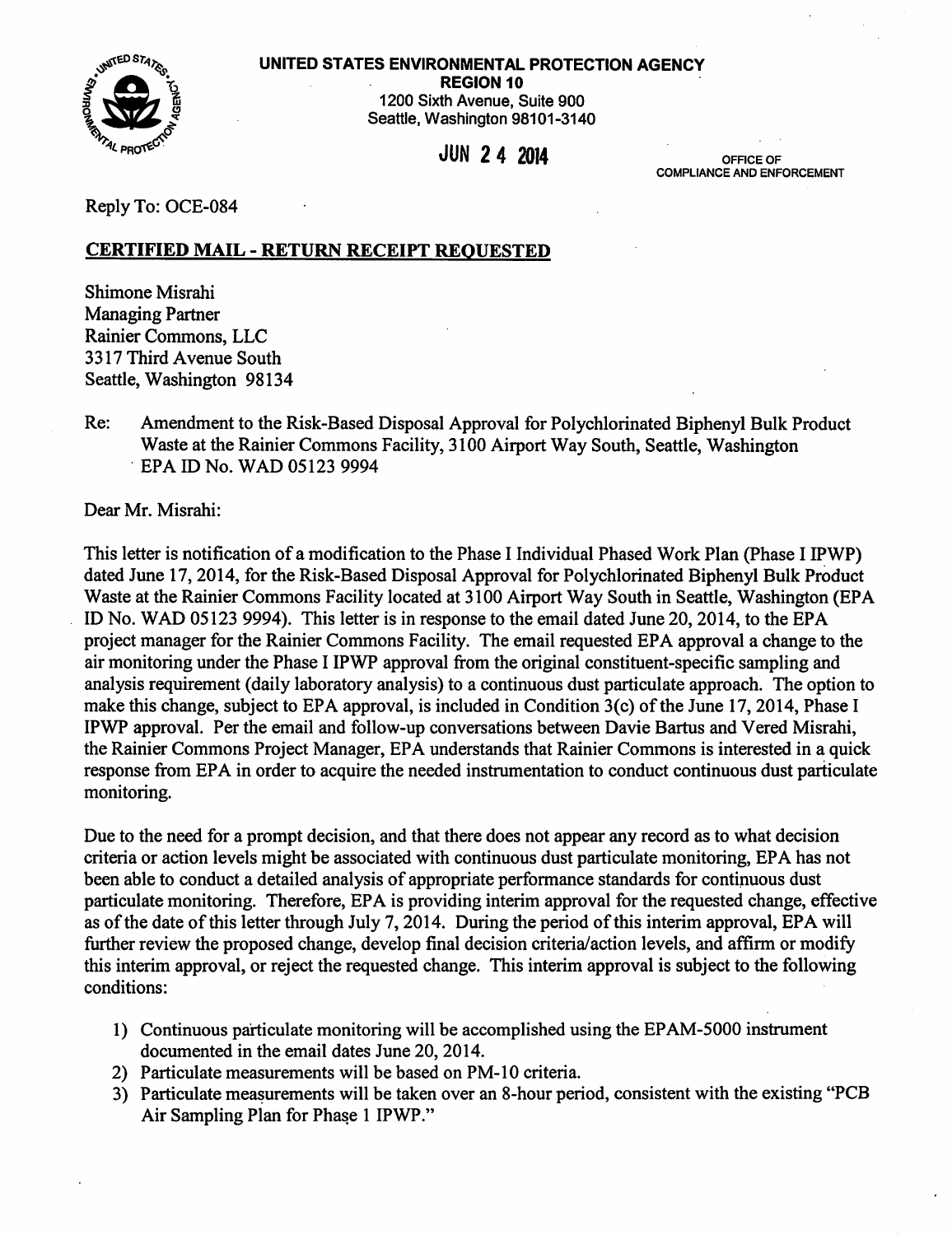**UNITED STATES ENVIRONMENTAL PROTECTION AGENCY**
**REGION 10**
1200 Sixth Avenue, Suite 900
Seattle, Washington 98101-3140

JUN 24 2014

OFFICE OF
COMPLIANCE AND ENFORCEMENT

Reply To: OCE-084

**CERTIFIED MAIL - RETURN RECEIPT REQUESTED**

Shimone Misrahi
Managing Partner
Rainier Commons, LLC
3317 Third Avenue South
Seattle, Washington 98134

Re: Amendment to the Risk-Based Disposal Approval for Polychlorinated Biphenyl Bulk Product Waste at the Rainier Commons Facility, 3100 Airport Way South, Seattle, Washington EPA ID No. WAD 05123 9994

Dear Mr. Misrahi:

This letter is notification of a modification to the Phase I Individual Phased Work Plan (Phase I IPWP) dated June 17, 2014, for the Risk-Based Disposal Approval for Polychlorinated Biphenyl Bulk Product Waste at the Rainier Commons Facility located at 3100 Airport Way South in Seattle, Washington (EPA ID No. WAD 05123 9994). This letter is in response to the email dated June 20, 2014, to the EPA project manager for the Rainier Commons Facility. The email requested EPA approval a change to the air monitoring under the Phase I IPWP approval from the original constituent-specific sampling and analysis requirement (daily laboratory analysis) to a continuous dust particulate approach. The option to make this change, subject to EPA approval, is included in Condition 3(c) of the June 17, 2014, Phase I IPWP approval. Per the email and follow-up conversations between Davie Bartus and Vered Misrahi, the Rainier Commons Project Manager, EPA understands that Rainier Commons is interested in a quick response from EPA in order to acquire the needed instrumentation to conduct continuous dust particulate monitoring.

Due to the need for a prompt decision, and that there does not appear any record as to what decision criteria or action levels might be associated with continuous dust particulate monitoring, EPA has not been able to conduct a detailed analysis of appropriate performance standards for continuous dust particulate monitoring. Therefore, EPA is providing interim approval for the requested change, effective as of the date of this letter through July 7, 2014. During the period of this interim approval, EPA will further review the proposed change, develop final decision criteria/action levels, and affirm or modify this interim approval, or reject the requested change. This interim approval is subject to the following conditions:

1) Continuous particulate monitoring will be accomplished using the EPAM-5000 instrument documented in the email dates June 20, 2014.
2) Particulate measurements will be based on PM-10 criteria.
3) Particulate measurements will be taken over an 8-hour period, consistent with the existing "PCB Air Sampling Plan for Phase 1 IPWP."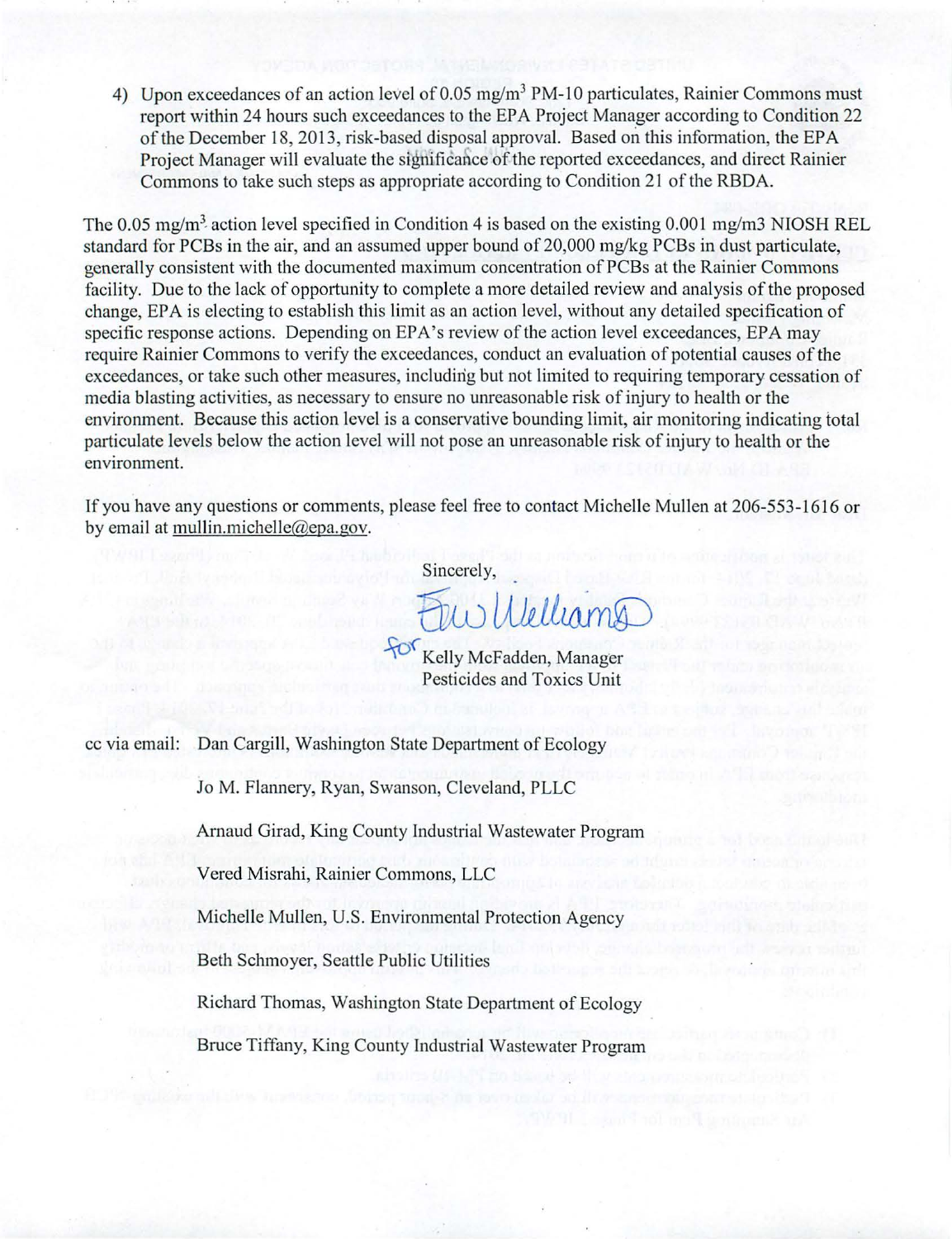4) Upon exceedances of an action level of 0.05 $mg/m^3$ PM-10 particulates, Rainier Commons must report within 24 hours such exceedances to the EPA Project Manager according to Condition 22 of the December 18, 2013, risk-based disposal approval. Based on this information, the EPA Project Manager will evaluate the significance of the reported exceedances, and direct Rainier Commons to take such steps as appropriate according to Condition 21 of the RBDA.

The 0.05 $mg/m^3$ action level specified in Condition 4 is based on the existing 0.001 mg/m3 NIOSH REL standard for PCBs in the air, and an assumed upper bound of 20,000 mg/kg PCBs in dust particulate, generally consistent with the documented maximum concentration of PCBs at the Rainier Commons facility. Due to the lack of opportunity to complete a more detailed review and analysis of the proposed change, EPA is electing to establish this limit as an action level, without any detailed specification of specific response actions. Depending on EPA's review of the action level exceedances, EPA may require Rainier Commons to verify the exceedances, conduct an evaluation of potential causes of the exceedances, or take such other measures, including but not limited to requiring temporary cessation of media blasting activities, as necessary to ensure no unreasonable risk of injury to health or the environment. Because this action level is a conservative bounding limit, air monitoring indicating total particulate levels below the action level will not pose an unreasonable risk of injury to health or the environment.

If you have any questions or comments, please feel free to contact Michelle Mullen at 206-553-1616 or by email at mullin.michelle@epa.gov.

Sincerely,

for Kelly McFadden, Manager
Pesticides and Toxics Unit

cc via email: Dan Cargill, Washington State Department of Ecology

Jo M. Flannery, Ryan, Swanson, Cleveland, PLLC

Arnaud Girad, King County Industrial Wastewater Program

Vered Misrahi, Rainier Commons, LLC

Michelle Mullen, U.S. Environmental Protection Agency

Beth Schmoyer, Seattle Public Utilities

Richard Thomas, Washington State Department of Ecology

Bruce Tiffany, King County Industrial Wastewater Program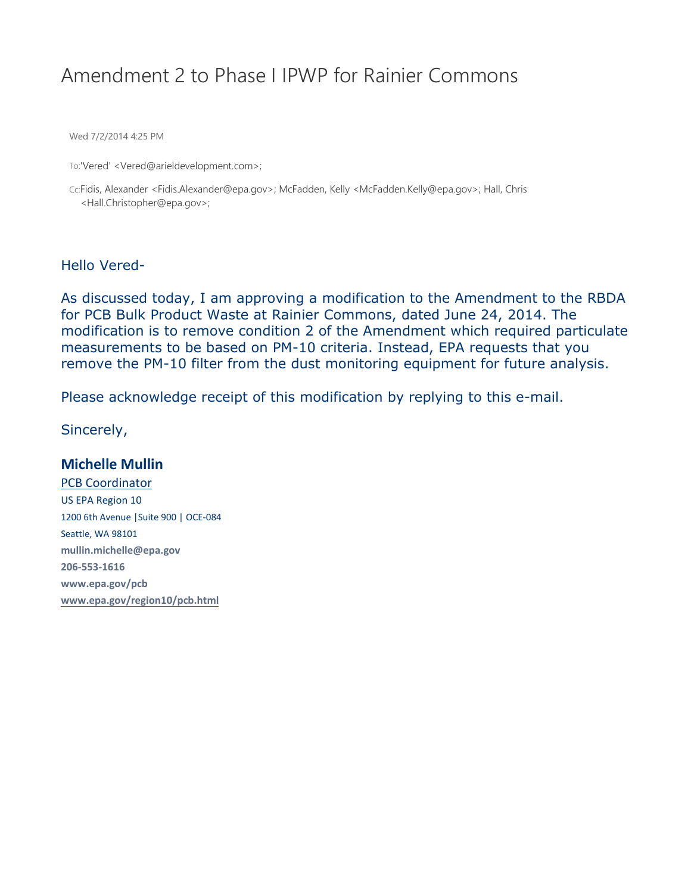# Amendment 2 to Phase I IPWP for Rainier Commons

Wed 7/2/2014 4:25 PM

To:'Vered' <Vered@arieldevelopment.com>;

Cc:Fidis, Alexander <Fidis.Alexander@epa.gov>; McFadden, Kelly <McFadden.Kelly@epa.gov>; Hall, Chris <Hall.Christopher@epa.gov>;

Hello Vered-

As discussed today, I am approving a modification to the Amendment to the RBDA for PCB Bulk Product Waste at Rainier Commons, dated June 24, 2014. The modification is to remove condition 2 of the Amendment which required particulate measurements to be based on PM-10 criteria. Instead, EPA requests that you remove the PM-10 filter from the dust monitoring equipment for future analysis.

Please acknowledge receipt of this modification by replying to this e-mail.

Sincerely,

**Michelle Mullin**
PCB Coordinator
US EPA Region 10
1200 6th Avenue |Suite 900 | OCE-084
Seattle, WA 98101
**mullin.michelle@epa.gov**
**206-553-1616**
**www.epa.gov/pcb**
**www.epa.gov/region10/pcb.html**